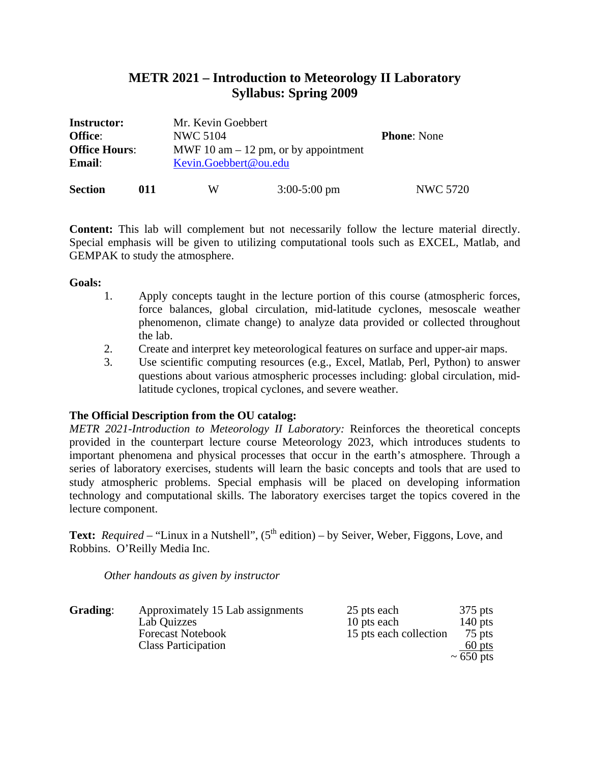# METR 2021 – Introduction to Meteorology II Laboratory
## Syllabus: Spring 2009

| | | |
|---|---|---|
| **Instructor:** | Mr. Kevin Goebbert | |
| **Office**: | NWC 5104 | **Phone**: None |
| **Office Hours**: | MWF 10 am – 12 pm, or by appointment | |
| **Email**: | Kevin.Goebbert@ou.edu | |

| **Section** | **011** | W | 3:00-5:00 pm | NWC 5720 |
|---|---|---|---|---|

**Content:** This lab will complement but not necessarily follow the lecture material directly. Special emphasis will be given to utilizing computational tools such as EXCEL, Matlab, and GEMPAK to study the atmosphere.

**Goals:**

1. Apply concepts taught in the lecture portion of this course (atmospheric forces, force balances, global circulation, mid-latitude cyclones, mesoscale weather phenomenon, climate change) to analyze data provided or collected throughout the lab.
2. Create and interpret key meteorological features on surface and upper-air maps.
3. Use scientific computing resources (e.g., Excel, Matlab, Perl, Python) to answer questions about various atmospheric processes including: global circulation, mid-latitude cyclones, tropical cyclones, and severe weather.

**The Official Description from the OU catalog:**

*METR 2021-Introduction to Meteorology II Laboratory:* Reinforces the theoretical concepts provided in the counterpart lecture course Meteorology 2023, which introduces students to important phenomena and physical processes that occur in the earth's atmosphere. Through a series of laboratory exercises, students will learn the basic concepts and tools that are used to study atmospheric problems. Special emphasis will be placed on developing information technology and computational skills. The laboratory exercises target the topics covered in the lecture component.

**Text:** *Required* – "Linux in a Nutshell", (5th edition) – by Seiver, Weber, Figgons, Love, and Robbins. O'Reilly Media Inc.

*Other handouts as given by instructor*

| **Grading**: | | | |
|---|---|---|---|
| | Approximately 15 Lab assignments | 25 pts each | 375 pts |
| | Lab Quizzes | 10 pts each | 140 pts |
| | Forecast Notebook | 15 pts each collection | 75 pts |
| | Class Participation | | 60 pts |
| | | | ~ 650 pts |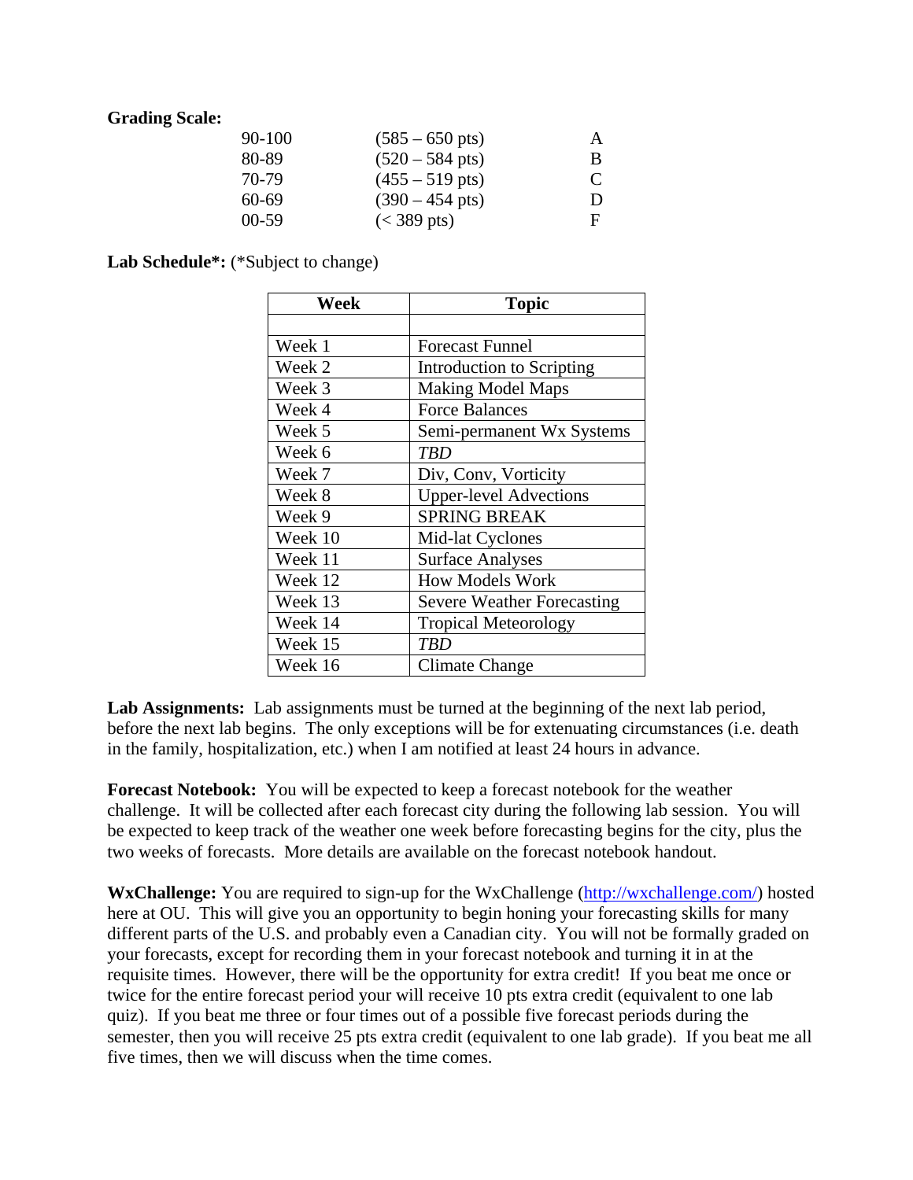**Grading Scale:**

| | | |
|---|---|---|
| 90-100 | (585 – 650 pts) | A |
| 80-89 | (520 – 584 pts) | B |
| 70-79 | (455 – 519 pts) | C |
| 60-69 | (390 – 454 pts) | D |
| 00-59 | (< 389 pts) | F |

**Lab Schedule*:** (*Subject to change)

| Week | Topic |
|---|---|
| | |
| Week 1 | Forecast Funnel |
| Week 2 | Introduction to Scripting |
| Week 3 | Making Model Maps |
| Week 4 | Force Balances |
| Week 5 | Semi-permanent Wx Systems |
| Week 6 | *TBD* |
| Week 7 | Div, Conv, Vorticity |
| Week 8 | Upper-level Advections |
| Week 9 | SPRING BREAK |
| Week 10 | Mid-lat Cyclones |
| Week 11 | Surface Analyses |
| Week 12 | How Models Work |
| Week 13 | Severe Weather Forecasting |
| Week 14 | Tropical Meteorology |
| Week 15 | *TBD* |
| Week 16 | Climate Change |

**Lab Assignments:** Lab assignments must be turned at the beginning of the next lab period, before the next lab begins. The only exceptions will be for extenuating circumstances (i.e. death in the family, hospitalization, etc.) when I am notified at least 24 hours in advance.

**Forecast Notebook:** You will be expected to keep a forecast notebook for the weather challenge. It will be collected after each forecast city during the following lab session. You will be expected to keep track of the weather one week before forecasting begins for the city, plus the two weeks of forecasts. More details are available on the forecast notebook handout.

**WxChallenge:** You are required to sign-up for the WxChallenge (http://wxchallenge.com/) hosted here at OU. This will give you an opportunity to begin honing your forecasting skills for many different parts of the U.S. and probably even a Canadian city. You will not be formally graded on your forecasts, except for recording them in your forecast notebook and turning it in at the requisite times. However, there will be the opportunity for extra credit! If you beat me once or twice for the entire forecast period your will receive 10 pts extra credit (equivalent to one lab quiz). If you beat me three or four times out of a possible five forecast periods during the semester, then you will receive 25 pts extra credit (equivalent to one lab grade). If you beat me all five times, then we will discuss when the time comes.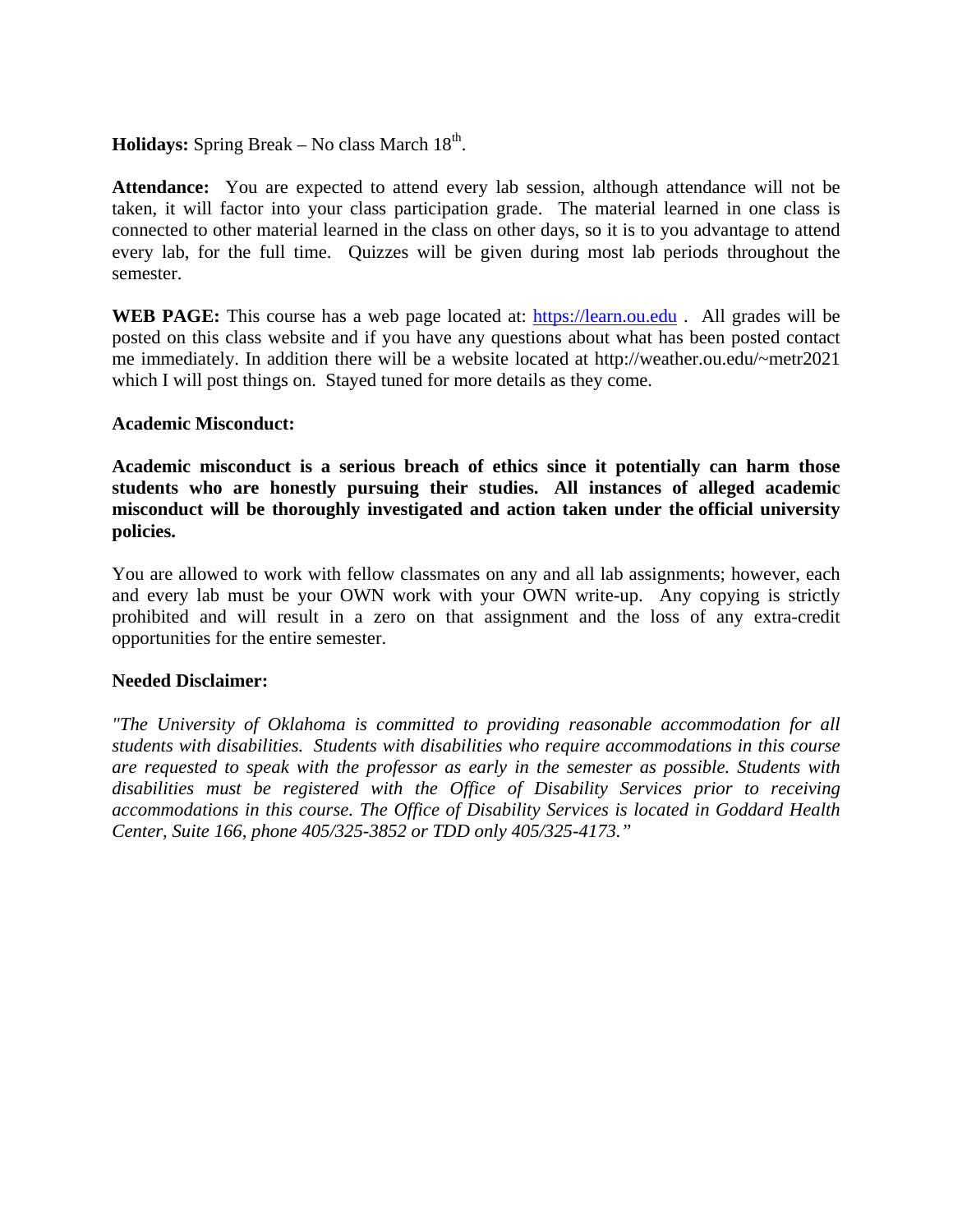**Holidays:** Spring Break – No class March 18th.

**Attendance:** You are expected to attend every lab session, although attendance will not be taken, it will factor into your class participation grade. The material learned in one class is connected to other material learned in the class on other days, so it is to you advantage to attend every lab, for the full time. Quizzes will be given during most lab periods throughout the semester.

**WEB PAGE:** This course has a web page located at: https://learn.ou.edu . All grades will be posted on this class website and if you have any questions about what has been posted contact me immediately. In addition there will be a website located at http://weather.ou.edu/~metr2021 which I will post things on. Stayed tuned for more details as they come.

**Academic Misconduct:**

**Academic misconduct is a serious breach of ethics since it potentially can harm those students who are honestly pursuing their studies. All instances of alleged academic misconduct will be thoroughly investigated and action taken under the official university policies.**

You are allowed to work with fellow classmates on any and all lab assignments; however, each and every lab must be your OWN work with your OWN write-up. Any copying is strictly prohibited and will result in a zero on that assignment and the loss of any extra-credit opportunities for the entire semester.

**Needed Disclaimer:**

*"The University of Oklahoma is committed to providing reasonable accommodation for all students with disabilities. Students with disabilities who require accommodations in this course are requested to speak with the professor as early in the semester as possible. Students with disabilities must be registered with the Office of Disability Services prior to receiving accommodations in this course. The Office of Disability Services is located in Goddard Health Center, Suite 166, phone 405/325-3852 or TDD only 405/325-4173."*